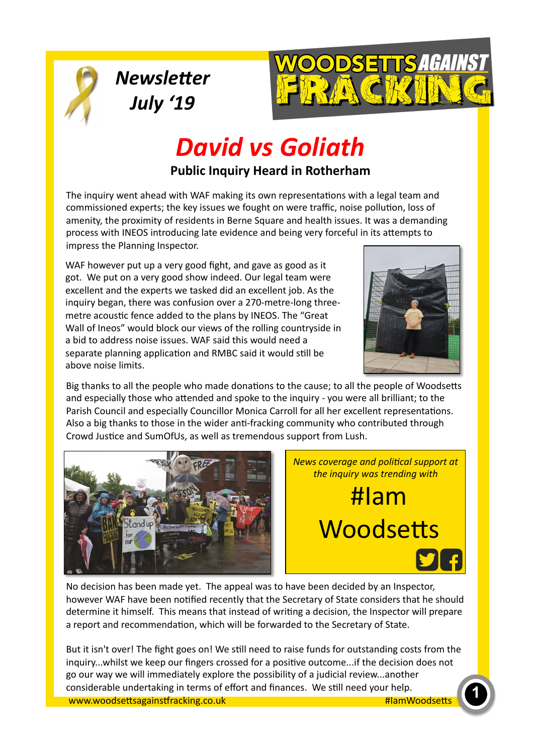*Newsletter July '19*

WOODSETTS AGAINST FRACKING

# *David vs Goliath*

## Public Inquiry Heard in Rotherham

The inquiry went ahead with WAF making its own representations with a legal team and commissioned experts; the key issues we fought on were traffic, noise pollution, loss of amenity, the proximity of residents in Berne Square and health issues. It was a demanding process with INEOS introducing late evidence and being very forceful in its attempts to impress the Planning Inspector.

WAF however put up a very good fight, and gave as good as it got. We put on a very good show indeed. Our legal team were excellent and the experts we tasked did an excellent job. As the inquiry began, there was confusion over a 270-metre-long three-metre acoustic fence added to the plans by INEOS. The "Great Wall of Ineos" would block our views of the rolling countryside in a bid to address noise issues. WAF said this would need a separate planning application and RMBC said it would still be above noise limits.

Big thanks to all the people who made donations to the cause; to all the people of Woodsetts and especially those who attended and spoke to the inquiry - you were all brilliant; to the Parish Council and especially Councillor Monica Carroll for all her excellent representations. Also a big thanks to those in the wider anti-fracking community who contributed through Crowd Justice and SumOfUs, as well as tremendous support from Lush.

*News coverage and political support at the inquiry was trending with*

**#Iam Woodsetts**

No decision has been made yet. The appeal was to have been decided by an Inspector, however WAF have been notified recently that the Secretary of State considers that he should determine it himself. This means that instead of writing a decision, the Inspector will prepare a report and recommendation, which will be forwarded to the Secretary of State.

But it isn't over! The fight goes on! We still need to raise funds for outstanding costs from the inquiry...whilst we keep our fingers crossed for a positive outcome...if the decision does not go our way we will immediately explore the possibility of a judicial review...another considerable undertaking in terms of effort and finances. We still need your help.

www.woodsettsagainstfracking.co.uk #IamWoodsetts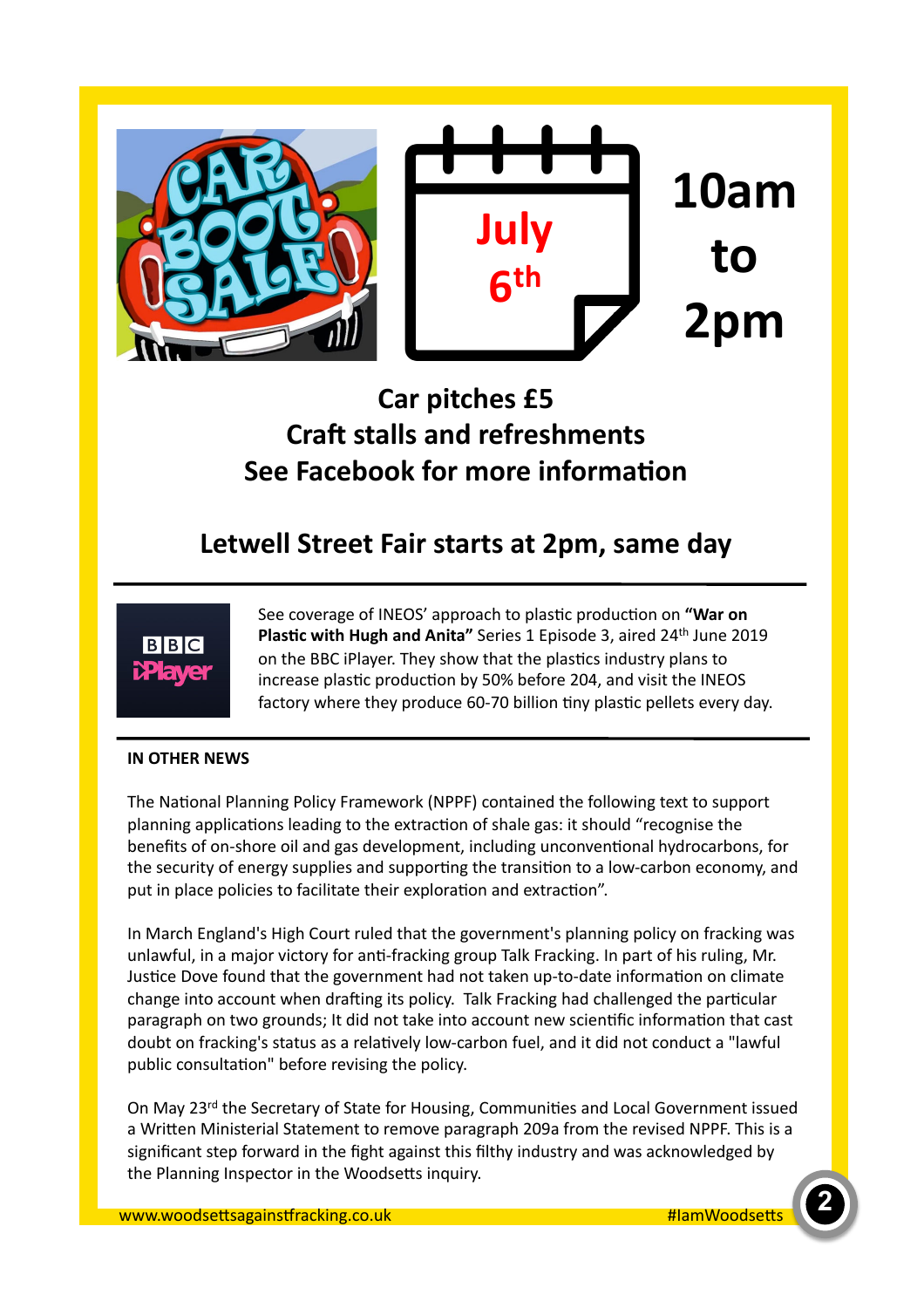CAR BOOT SALE

July 6th

10am to 2pm

**Car pitches £5**
**Craft stalls and refreshments**
**See Facebook for more information**

**Letwell Street Fair starts at 2pm, same day**

BBC iPlayer

See coverage of INEOS' approach to plastic production on **"War on Plastic with Hugh and Anita"** Series 1 Episode 3, aired 24th June 2019 on the BBC iPlayer. They show that the plastics industry plans to increase plastic production by 50% before 204, and visit the INEOS factory where they produce 60-70 billion tiny plastic pellets every day.

**IN OTHER NEWS**

The National Planning Policy Framework (NPPF) contained the following text to support planning applications leading to the extraction of shale gas: it should "recognise the benefits of on-shore oil and gas development, including unconventional hydrocarbons, for the security of energy supplies and supporting the transition to a low-carbon economy, and put in place policies to facilitate their exploration and extraction".

In March England's High Court ruled that the government's planning policy on fracking was unlawful, in a major victory for anti-fracking group Talk Fracking. In part of his ruling, Mr. Justice Dove found that the government had not taken up-to-date information on climate change into account when drafting its policy. Talk Fracking had challenged the particular paragraph on two grounds; It did not take into account new scientific information that cast doubt on fracking's status as a relatively low-carbon fuel, and it did not conduct a "lawful public consultation" before revising the policy.

On May 23rd the Secretary of State for Housing, Communities and Local Government issued a Written Ministerial Statement to remove paragraph 209a from the revised NPPF. This is a significant step forward in the fight against this filthy industry and was acknowledged by the Planning Inspector in the Woodsetts inquiry.

www.woodsettsagainstfracking.co.uk #IamWoodsetts